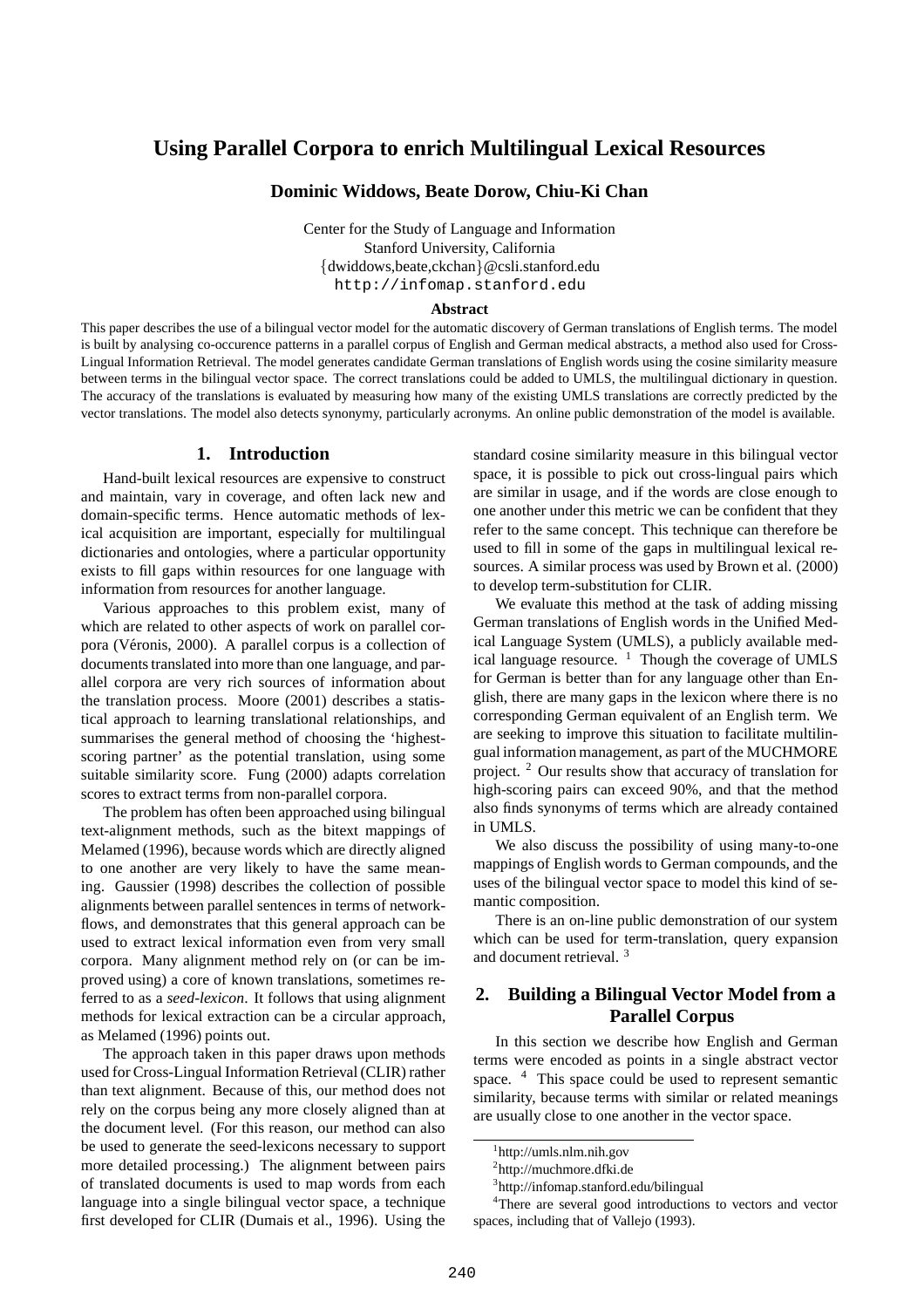# Using Parallel Corpora to enrich Multilingual Lexical Resources

**Dominic Widdows, Beate Dorow, Chiu-Ki Chan**

Center for the Study of Language and Information
Stanford University, California
{dwiddows,beate,ckchan}@csli.stanford.edu
http://infomap.stanford.edu

**Abstract**

This paper describes the use of a bilingual vector model for the automatic discovery of German translations of English terms. The model is built by analysing co-occurence patterns in a parallel corpus of English and German medical abstracts, a method also used for Cross-Lingual Information Retrieval. The model generates candidate German translations of English words using the cosine similarity measure between terms in the bilingual vector space. The correct translations could be added to UMLS, the multilingual dictionary in question. The accuracy of the translations is evaluated by measuring how many of the existing UMLS translations are correctly predicted by the vector translations. The model also detects synonymy, particularly acronyms. An online public demonstration of the model is available.

## 1. Introduction

Hand-built lexical resources are expensive to construct and maintain, vary in coverage, and often lack new and domain-specific terms. Hence automatic methods of lexical acquisition are important, especially for multilingual dictionaries and ontologies, where a particular opportunity exists to fill gaps within resources for one language with information from resources for another language.

Various approaches to this problem exist, many of which are related to other aspects of work on parallel corpora (Véronis, 2000). A parallel corpus is a collection of documents translated into more than one language, and parallel corpora are very rich sources of information about the translation process. Moore (2001) describes a statistical approach to learning translational relationships, and summarises the general method of choosing the 'highest-scoring partner' as the potential translation, using some suitable similarity score. Fung (2000) adapts correlation scores to extract terms from non-parallel corpora.

The problem has often been approached using bilingual text-alignment methods, such as the bitext mappings of Melamed (1996), because words which are directly aligned to one another are very likely to have the same meaning. Gaussier (1998) describes the collection of possible alignments between parallel sentences in terms of network-flows, and demonstrates that this general approach can be used to extract lexical information even from very small corpora. Many alignment method rely on (or can be improved using) a core of known translations, sometimes referred to as a *seed-lexicon*. It follows that using alignment methods for lexical extraction can be a circular approach, as Melamed (1996) points out.

The approach taken in this paper draws upon methods used for Cross-Lingual Information Retrieval (CLIR) rather than text alignment. Because of this, our method does not rely on the corpus being any more closely aligned than at the document level. (For this reason, our method can also be used to generate the seed-lexicons necessary to support more detailed processing.) The alignment between pairs of translated documents is used to map words from each language into a single bilingual vector space, a technique first developed for CLIR (Dumais et al., 1996). Using the standard cosine similarity measure in this bilingual vector space, it is possible to pick out cross-lingual pairs which are similar in usage, and if the words are close enough to one another under this metric we can be confident that they refer to the same concept. This technique can therefore be used to fill in some of the gaps in multilingual lexical resources. A similar process was used by Brown et al. (2000) to develop term-substitution for CLIR.

We evaluate this method at the task of adding missing German translations of English words in the Unified Medical Language System (UMLS), a publicly available medical language resource. [1] Though the coverage of UMLS for German is better than for any language other than English, there are many gaps in the lexicon where there is no corresponding German equivalent of an English term. We are seeking to improve this situation to facilitate multilingual information management, as part of the MUCHMORE project. [2] Our results show that accuracy of translation for high-scoring pairs can exceed 90%, and that the method also finds synonyms of terms which are already contained in UMLS.

We also discuss the possibility of using many-to-one mappings of English words to German compounds, and the uses of the bilingual vector space to model this kind of semantic composition.

There is an on-line public demonstration of our system which can be used for term-translation, query expansion and document retrieval. [3]

## 2. Building a Bilingual Vector Model from a Parallel Corpus

In this section we describe how English and German terms were encoded as points in a single abstract vector space. [4] This space could be used to represent semantic similarity, because terms with similar or related meanings are usually close to one another in the vector space.

[1] http://umls.nlm.nih.gov

[2] http://muchmore.dfki.de

[3] http://infomap.stanford.edu/bilingual

[4] There are several good introductions to vectors and vector spaces, including that of Vallejo (1993).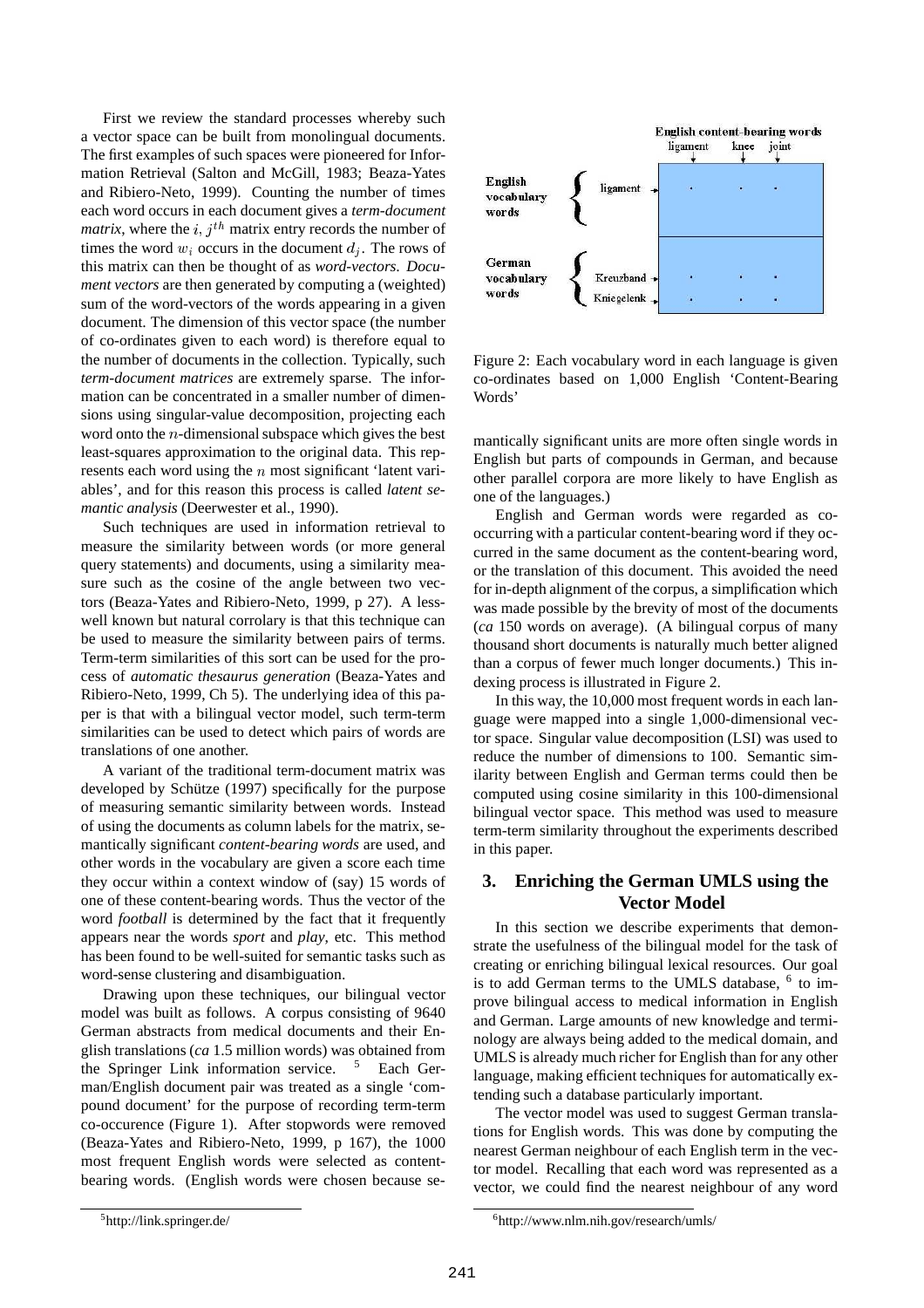First we review the standard processes whereby such a vector space can be built from monolingual documents. The first examples of such spaces were pioneered for Information Retrieval (Salton and McGill, 1983; Beaza-Yates and Ribiero-Neto, 1999). Counting the number of times each word occurs in each document gives a *term-document matrix*, where the $i, j^{th}$ matrix entry records the number of times the word $w_i$ occurs in the document $d_j$. The rows of this matrix can then be thought of as *word-vectors*. *Document vectors* are then generated by computing a (weighted) sum of the word-vectors of the words appearing in a given document. The dimension of this vector space (the number of co-ordinates given to each word) is therefore equal to the number of documents in the collection. Typically, such *term-document matrices* are extremely sparse. The information can be concentrated in a smaller number of dimensions using singular-value decomposition, projecting each word onto the $n$-dimensional subspace which gives the best least-squares approximation to the original data. This represents each word using the $n$ most significant 'latent variables', and for this reason this process is called *latent semantic analysis* (Deerwester et al., 1990).

Such techniques are used in information retrieval to measure the similarity between words (or more general query statements) and documents, using a similarity measure such as the cosine of the angle between two vectors (Beaza-Yates and Ribiero-Neto, 1999, p 27). A less-well known but natural corrolary is that this technique can be used to measure the similarity between pairs of terms. Term-term similarities of this sort can be used for the process of *automatic thesaurus generation* (Beaza-Yates and Ribiero-Neto, 1999, Ch 5). The underlying idea of this paper is that with a bilingual vector model, such term-term similarities can be used to detect which pairs of words are translations of one another.

A variant of the traditional term-document matrix was developed by Schütze (1997) specifically for the purpose of measuring semantic similarity between words. Instead of using the documents as column labels for the matrix, semantically significant *content-bearing words* are used, and other words in the vocabulary are given a score each time they occur within a context window of (say) 15 words of one of these content-bearing words. Thus the vector of the word *football* is determined by the fact that it frequently appears near the words *sport* and *play*, etc. This method has been found to be well-suited for semantic tasks such as word-sense clustering and disambiguation.

Drawing upon these techniques, our bilingual vector model was built as follows. A corpus consisting of 9640 German abstracts from medical documents and their English translations (*ca* 1.5 million words) was obtained from the Springer Link information service. [5] Each German/English document pair was treated as a single 'compound document' for the purpose of recording term-term co-occurence (Figure 1). After stopwords were removed (Beaza-Yates and Ribiero-Neto, 1999, p 167), the 1000 most frequent English words were selected as content-bearing words. (English words were chosen because semantically significant units are more often single words in English but parts of compounds in German, and because other parallel corpora are more likely to have English as one of the languages.)

Figure 2: Each vocabulary word in each language is given co-ordinates based on 1,000 English 'Content-Bearing Words'

English and German words were regarded as co-occurring with a particular content-bearing word if they occurred in the same document as the content-bearing word, or the translation of this document. This avoided the need for in-depth alignment of the corpus, a simplification which was made possible by the brevity of most of the documents (*ca* 150 words on average). (A bilingual corpus of many thousand short documents is naturally much better aligned than a corpus of fewer much longer documents.) This indexing process is illustrated in Figure 2.

In this way, the 10,000 most frequent words in each language were mapped into a single 1,000-dimensional vector space. Singular value decomposition (LSI) was used to reduce the number of dimensions to 100. Semantic similarity between English and German terms could then be computed using cosine similarity in this 100-dimensional bilingual vector space. This method was used to measure term-term similarity throughout the experiments described in this paper.

## 3. Enriching the German UMLS using the Vector Model

In this section we describe experiments that demonstrate the usefulness of the bilingual model for the task of creating or enriching bilingual lexical resources. Our goal is to add German terms to the UMLS database, [6] to improve bilingual access to medical information in English and German. Large amounts of new knowledge and terminology are always being added to the medical domain, and UMLS is already much richer for English than for any other language, making efficient techniques for automatically extending such a database particularly important.

The vector model was used to suggest German translations for English words. This was done by computing the nearest German neighbour of each English term in the vector model. Recalling that each word was represented as a vector, we could find the nearest neighbour of any word

[5] http://link.springer.de/

[6] http://www.nlm.nih.gov/research/umls/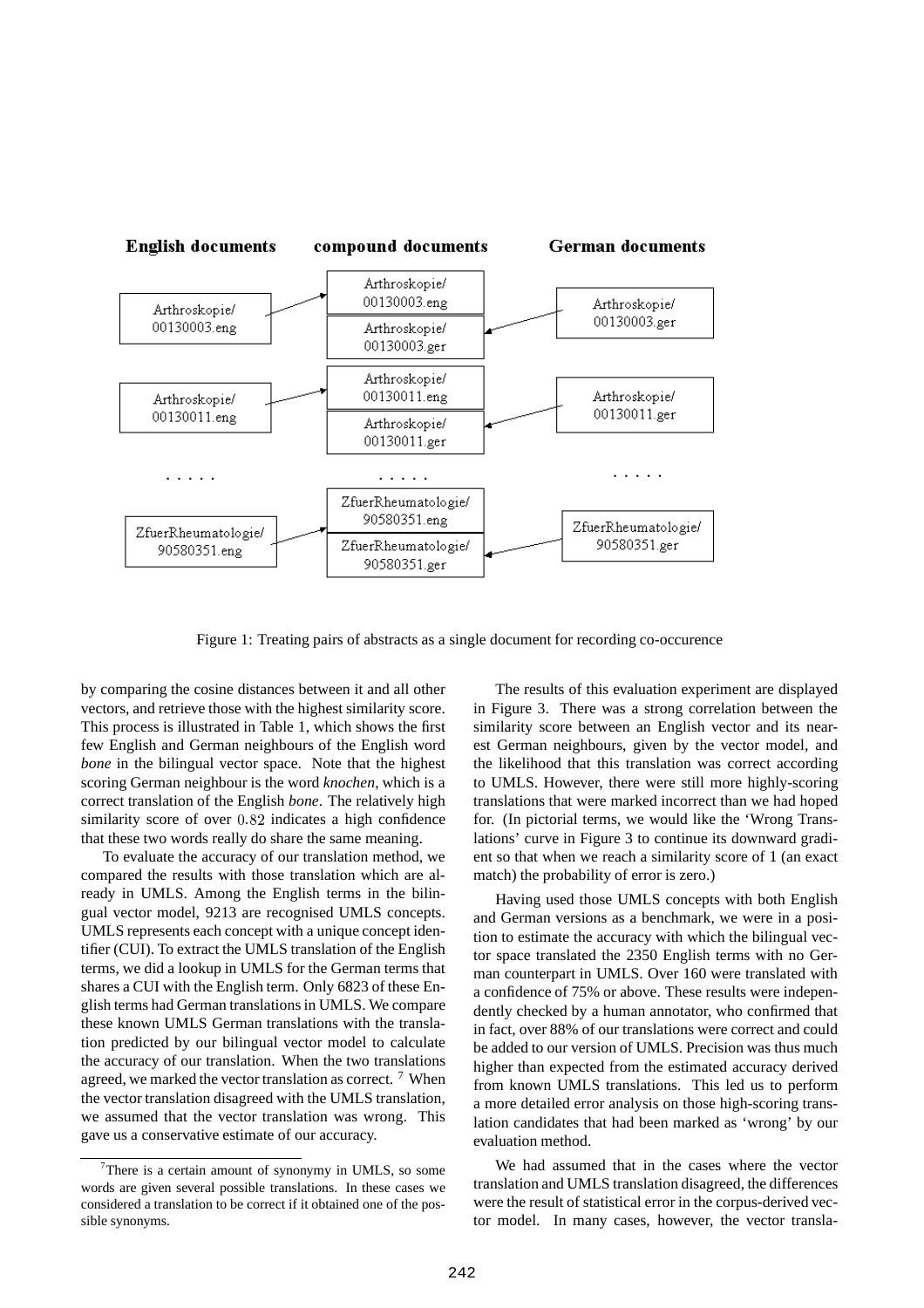Figure 1: Treating pairs of abstracts as a single document for recording co-occurence

by comparing the cosine distances between it and all other vectors, and retrieve those with the highest similarity score. This process is illustrated in Table 1, which shows the first few English and German neighbours of the English word *bone* in the bilingual vector space. Note that the highest scoring German neighbour is the word *knochen*, which is a correct translation of the English *bone*. The relatively high similarity score of over $0.82$ indicates a high confidence that these two words really do share the same meaning.

To evaluate the accuracy of our translation method, we compared the results with those translation which are already in UMLS. Among the English terms in the bilingual vector model, 9213 are recognised UMLS concepts. UMLS represents each concept with a unique concept identifier (CUI). To extract the UMLS translation of the English terms, we did a lookup in UMLS for the German terms that shares a CUI with the English term. Only 6823 of these English terms had German translations in UMLS. We compare these known UMLS German translations with the translation predicted by our bilingual vector model to calculate the accuracy of our translation. When the two translations agreed, we marked the vector translation as correct. [7] When the vector translation disagreed with the UMLS translation, we assumed that the vector translation was wrong. This gave us a conservative estimate of our accuracy.

The results of this evaluation experiment are displayed in Figure 3. There was a strong correlation between the similarity score between an English vector and its nearest German neighbours, given by the vector model, and the likelihood that this translation was correct according to UMLS. However, there were still more highly-scoring translations that were marked incorrect than we had hoped for. (In pictorial terms, we would like the 'Wrong Translations' curve in Figure 3 to continue its downward gradient so that when we reach a similarity score of 1 (an exact match) the probability of error is zero.)

Having used those UMLS concepts with both English and German versions as a benchmark, we were in a position to estimate the accuracy with which the bilingual vector space translated the 2350 English terms with no German counterpart in UMLS. Over 160 were translated with a confidence of 75% or above. These results were independently checked by a human annotator, who confirmed that in fact, over 88% of our translations were correct and could be added to our version of UMLS. Precision was thus much higher than expected from the estimated accuracy derived from known UMLS translations. This led us to perform a more detailed error analysis on those high-scoring translation candidates that had been marked as 'wrong' by our evaluation method.

We had assumed that in the cases where the vector translation and UMLS translation disagreed, the differences were the result of statistical error in the corpus-derived vector model. In many cases, however, the vector transla-

[7] There is a certain amount of synonymy in UMLS, so some words are given several possible translations. In these cases we considered a translation to be correct if it obtained one of the possible synonyms.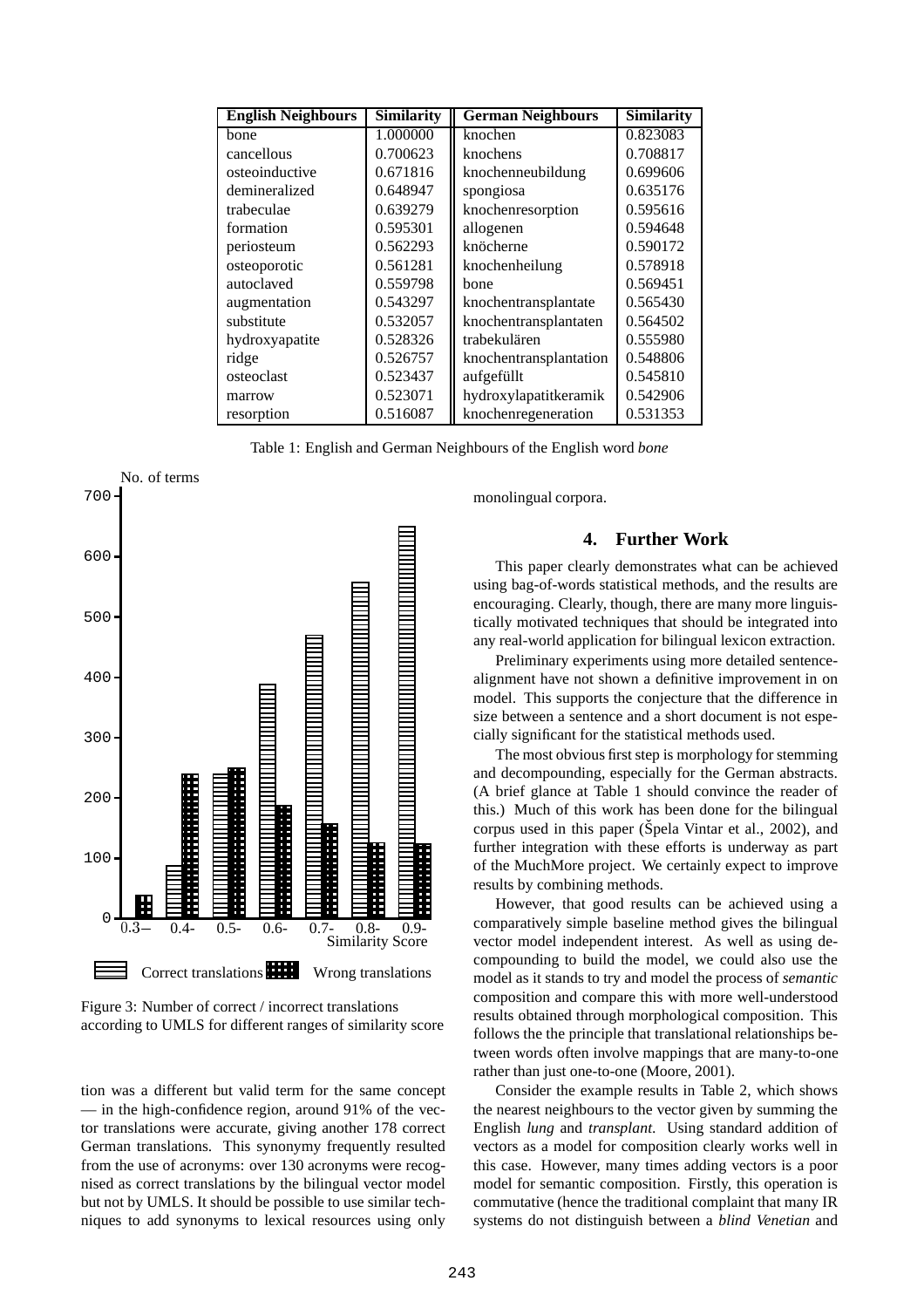| English Neighbours | Similarity | German Neighbours | Similarity |
|---|---|---|---|
| bone | 1.000000 | knochen | 0.823083 |
| cancellous | 0.700623 | knochens | 0.708817 |
| osteoinductive | 0.671816 | knochenneubildung | 0.699606 |
| demineralized | 0.648947 | spongiosa | 0.635176 |
| trabeculae | 0.639279 | knochenresorption | 0.595616 |
| formation | 0.595301 | allogenen | 0.594648 |
| periosteum | 0.562293 | knöcherne | 0.590172 |
| osteoporotic | 0.561281 | knochenheilung | 0.578918 |
| autoclaved | 0.559798 | bone | 0.569451 |
| augmentation | 0.543297 | knochentransplantate | 0.565430 |
| substitute | 0.532057 | knochentransplantaten | 0.564502 |
| hydroxyapatite | 0.528326 | trabekulären | 0.555980 |
| ridge | 0.526757 | knochentransplantation | 0.548806 |
| osteoclast | 0.523437 | aufgefüllt | 0.545810 |
| marrow | 0.523071 | hydroxylapatitkeramik | 0.542906 |
| resorption | 0.516087 | knochenregeneration | 0.531353 |

Table 1: English and German Neighbours of the English word *bone*

Figure 3: Number of correct / incorrect translations according to UMLS for different ranges of similarity score

tion was a different but valid term for the same concept — in the high-confidence region, around 91% of the vector translations were accurate, giving another 178 correct German translations. This synonymy frequently resulted from the use of acronyms: over 130 acronyms were recognised as correct translations by the bilingual vector model but not by UMLS. It should be possible to use similar techniques to add synonyms to lexical resources using only monolingual corpora.

## 4. Further Work

This paper clearly demonstrates what can be achieved using bag-of-words statistical methods, and the results are encouraging. Clearly, though, there are many more linguistically motivated techniques that should be integrated into any real-world application for bilingual lexicon extraction.

Preliminary experiments using more detailed sentence-alignment have not shown a definitive improvement in on model. This supports the conjecture that the difference in size between a sentence and a short document is not especially significant for the statistical methods used.

The most obvious first step is morphology for stemming and decompounding, especially for the German abstracts. (A brief glance at Table 1 should convince the reader of this.) Much of this work has been done for the bilingual corpus used in this paper (Špela Vintar et al., 2002), and further integration with these efforts is underway as part of the MuchMore project. We certainly expect to improve results by combining methods.

However, that good results can be achieved using a comparatively simple baseline method gives the bilingual vector model independent interest. As well as using decompounding to build the model, we could also use the model as it stands to try and model the process of *semantic* composition and compare this with more well-understood results obtained through morphological composition. This follows the the principle that translational relationships between words often involve mappings that are many-to-one rather than just one-to-one (Moore, 2001).

Consider the example results in Table 2, which shows the nearest neighbours to the vector given by summing the English *lung* and *transplant*. Using standard addition of vectors as a model for composition clearly works well in this case. However, many times adding vectors is a poor model for semantic composition. Firstly, this operation is commutative (hence the traditional complaint that many IR systems do not distinguish between a *blind Venetian* and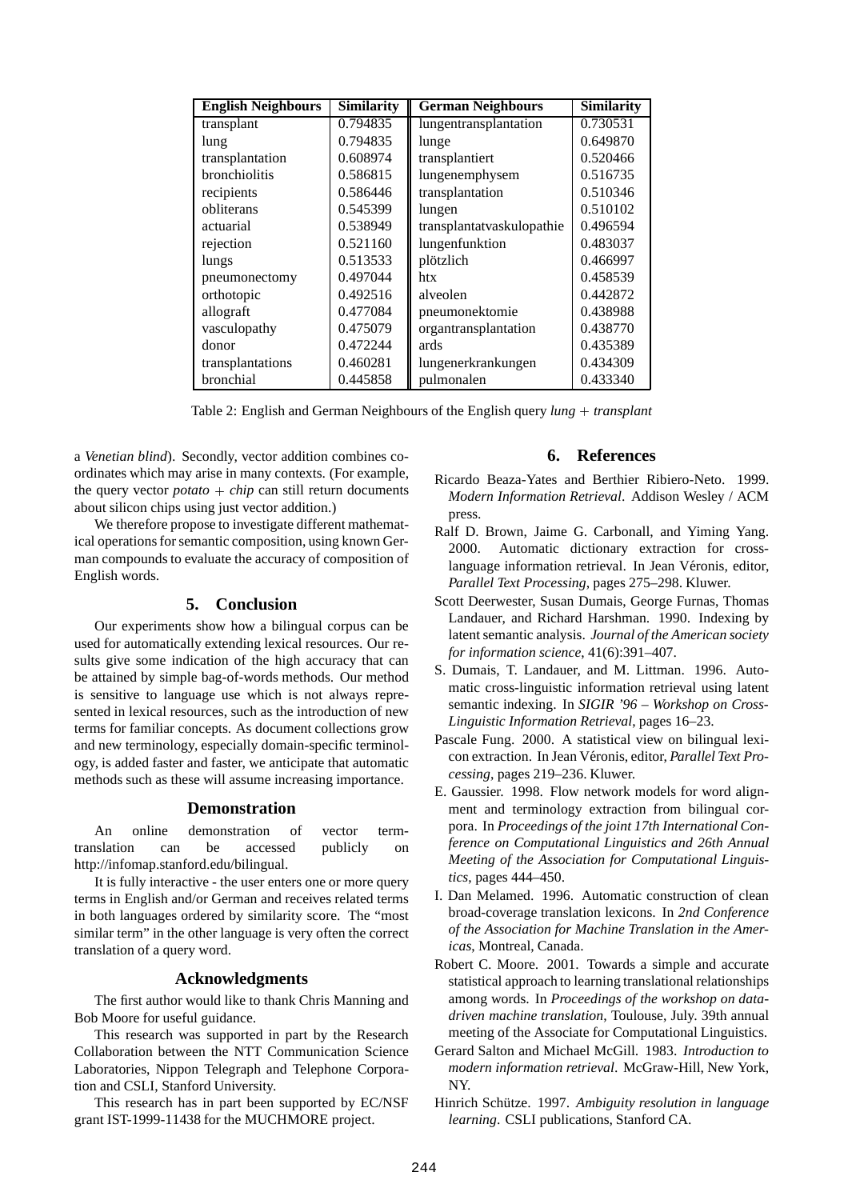| English Neighbours | Similarity | German Neighbours | Similarity |
|---|---|---|---|
| transplant | 0.794835 | lungentransplantation | 0.730531 |
| lung | 0.794835 | lunge | 0.649870 |
| transplantation | 0.608974 | transplantiert | 0.520466 |
| bronchiolitis | 0.586815 | lungenemphysem | 0.516735 |
| recipients | 0.586446 | transplantation | 0.510346 |
| obliterans | 0.545399 | lungen | 0.510102 |
| actuarial | 0.538949 | transplantatvaskulopathie | 0.496594 |
| rejection | 0.521160 | lungenfunktion | 0.483037 |
| lungs | 0.513533 | plötzlich | 0.466997 |
| pneumonectomy | 0.497044 | htx | 0.458539 |
| orthotopic | 0.492516 | alveolen | 0.442872 |
| allograft | 0.477084 | pneumonektomie | 0.438988 |
| vasculopathy | 0.475079 | organtransplantation | 0.438770 |
| donor | 0.472244 | ards | 0.435389 |
| transplantations | 0.460281 | lungenerkrankungen | 0.434309 |
| bronchial | 0.445858 | pulmonalen | 0.433340 |

Table 2: English and German Neighbours of the English query *lung* + *transplant*

a *Venetian blind*). Secondly, vector addition combines coordinates which may arise in many contexts. (For example, the query vector *potato* + *chip* can still return documents about silicon chips using just vector addition.)

We therefore propose to investigate different mathematical operations for semantic composition, using known German compounds to evaluate the accuracy of composition of English words.

## 5. Conclusion

Our experiments show how a bilingual corpus can be used for automatically extending lexical resources. Our results give some indication of the high accuracy that can be attained by simple bag-of-words methods. Our method is sensitive to language use which is not always represented in lexical resources, such as the introduction of new terms for familiar concepts. As document collections grow and new terminology, especially domain-specific terminology, is added faster and faster, we anticipate that automatic methods such as these will assume increasing importance.

### Demonstration

An online demonstration of vector term-translation can be accessed publicly on http://infomap.stanford.edu/bilingual.

It is fully interactive - the user enters one or more query terms in English and/or German and receives related terms in both languages ordered by similarity score. The "most similar term" in the other language is very often the correct translation of a query word.

### Acknowledgments

The first author would like to thank Chris Manning and Bob Moore for useful guidance.

This research was supported in part by the Research Collaboration between the NTT Communication Science Laboratories, Nippon Telegraph and Telephone Corporation and CSLI, Stanford University.

This research has in part been supported by EC/NSF grant IST-1999-11438 for the MUCHMORE project.

## 6. References

Ricardo Beaza-Yates and Berthier Ribiero-Neto. 1999. *Modern Information Retrieval*. Addison Wesley / ACM press.

Ralf D. Brown, Jaime G. Carbonall, and Yiming Yang. 2000. Automatic dictionary extraction for cross-language information retrieval. In Jean Véronis, editor, *Parallel Text Processing*, pages 275–298. Kluwer.

Scott Deerwester, Susan Dumais, George Furnas, Thomas Landauer, and Richard Harshman. 1990. Indexing by latent semantic analysis. *Journal of the American society for information science*, 41(6):391–407.

S. Dumais, T. Landauer, and M. Littman. 1996. Automatic cross-linguistic information retrieval using latent semantic indexing. In *SIGIR '96 – Workshop on Cross-Linguistic Information Retrieval*, pages 16–23.

Pascale Fung. 2000. A statistical view on bilingual lexicon extraction. In Jean Véronis, editor, *Parallel Text Processing*, pages 219–236. Kluwer.

E. Gaussier. 1998. Flow network models for word alignment and terminology extraction from bilingual corpora. In *Proceedings of the joint 17th International Conference on Computational Linguistics and 26th Annual Meeting of the Association for Computational Linguistics*, pages 444–450.

I. Dan Melamed. 1996. Automatic construction of clean broad-coverage translation lexicons. In *2nd Conference of the Association for Machine Translation in the Americas*, Montreal, Canada.

Robert C. Moore. 2001. Towards a simple and accurate statistical approach to learning translational relationships among words. In *Proceedings of the workshop on data-driven machine translation*, Toulouse, July. 39th annual meeting of the Associate for Computational Linguistics.

Gerard Salton and Michael McGill. 1983. *Introduction to modern information retrieval*. McGraw-Hill, New York, NY.

Hinrich Schütze. 1997. *Ambiguity resolution in language learning*. CSLI publications, Stanford CA.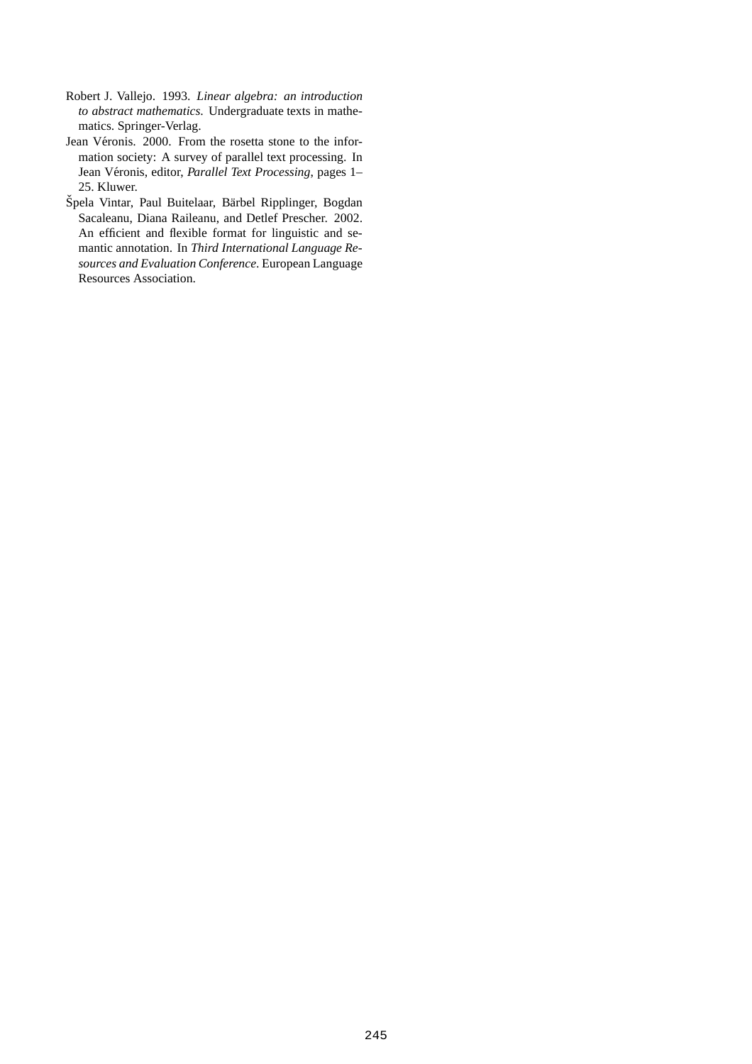Robert J. Vallejo. 1993. *Linear algebra: an introduction to abstract mathematics*. Undergraduate texts in mathematics. Springer-Verlag.

Jean Véronis. 2000. From the rosetta stone to the information society: A survey of parallel text processing. In Jean Véronis, editor, *Parallel Text Processing*, pages 1–25. Kluwer.

Špela Vintar, Paul Buitelaar, Bärbel Ripplinger, Bogdan Sacaleanu, Diana Raileanu, and Detlef Prescher. 2002. An efficient and flexible format for linguistic and semantic annotation. In *Third International Language Resources and Evaluation Conference*. European Language Resources Association.